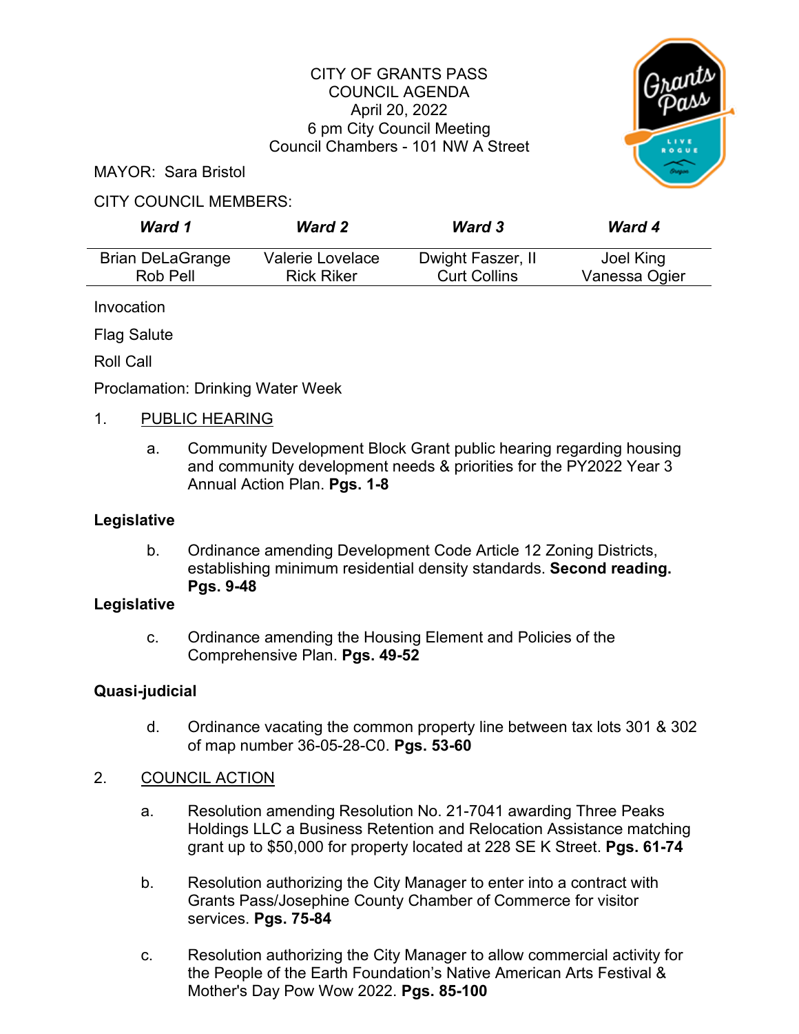# CITY OF GRANTS PASS
## COUNCIL AGENDA
April 20, 2022
6 pm City Council Meeting
Council Chambers - 101 NW A Street

MAYOR: Sara Bristol

CITY COUNCIL MEMBERS:

| *Ward 1* | *Ward 2* | *Ward 3* | *Ward 4* |
|---|---|---|---|
| Brian DeLaGrange | Valerie Lovelace | Dwight Faszer, II | Joel King |
| Rob Pell | Rick Riker | Curt Collins | Vanessa Ogier |

Invocation

Flag Salute

Roll Call

Proclamation: Drinking Water Week

1. PUBLIC HEARING

   a. Community Development Block Grant public hearing regarding housing and community development needs & priorities for the PY2022 Year 3 Annual Action Plan. **Pgs. 1-8**

**Legislative**

   b. Ordinance amending Development Code Article 12 Zoning Districts, establishing minimum residential density standards. **Second reading. Pgs. 9-48**

**Legislative**

   c. Ordinance amending the Housing Element and Policies of the Comprehensive Plan. **Pgs. 49-52**

**Quasi-judicial**

   d. Ordinance vacating the common property line between tax lots 301 & 302 of map number 36-05-28-C0. **Pgs. 53-60**

2. COUNCIL ACTION

   a. Resolution amending Resolution No. 21-7041 awarding Three Peaks Holdings LLC a Business Retention and Relocation Assistance matching grant up to $50,000 for property located at 228 SE K Street. **Pgs. 61-74**

   b. Resolution authorizing the City Manager to enter into a contract with Grants Pass/Josephine County Chamber of Commerce for visitor services. **Pgs. 75-84**

   c. Resolution authorizing the City Manager to allow commercial activity for the People of the Earth Foundation's Native American Arts Festival & Mother's Day Pow Wow 2022. **Pgs. 85-100**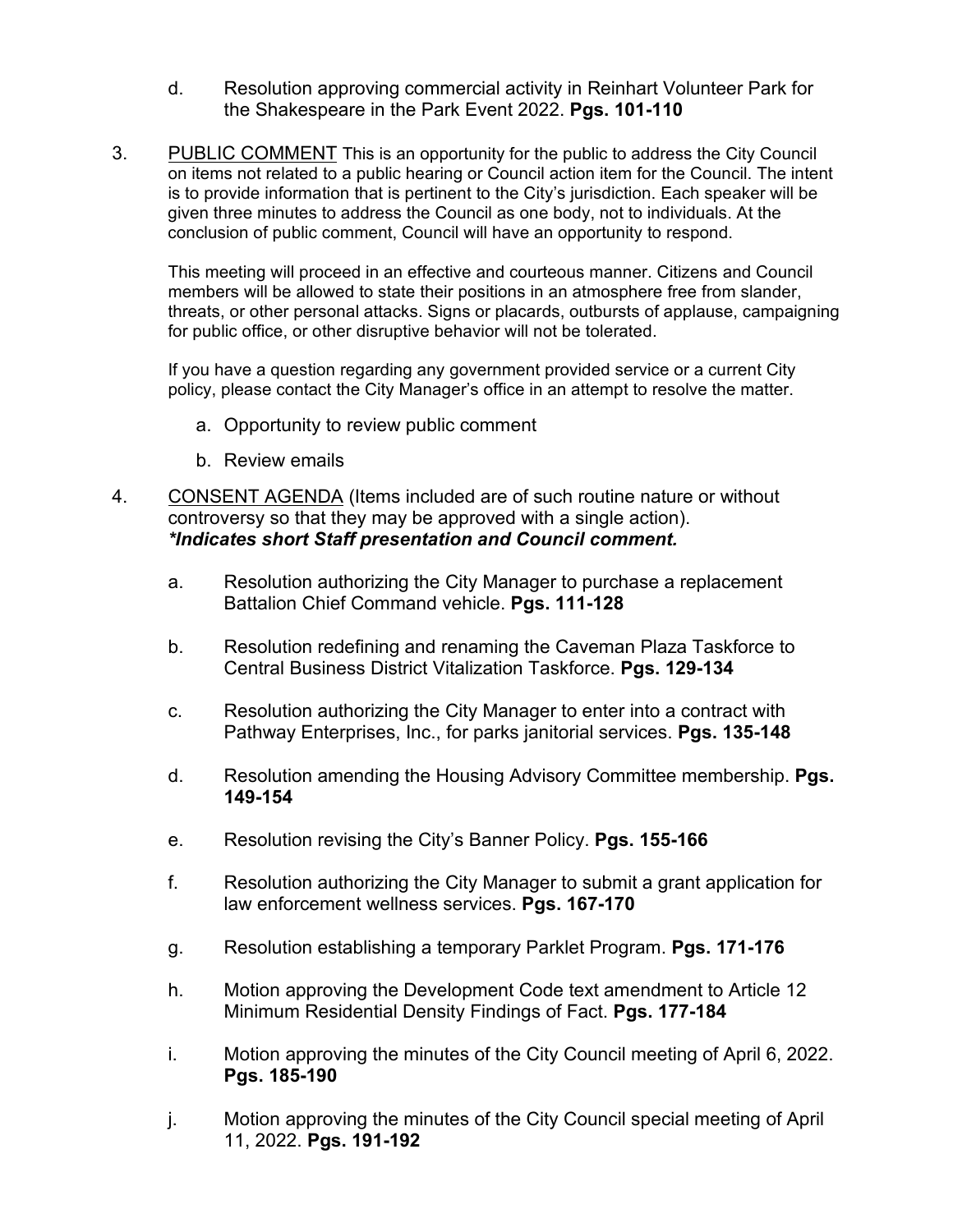d. Resolution approving commercial activity in Reinhart Volunteer Park for the Shakespeare in the Park Event 2022. **Pgs. 101-110**

3. PUBLIC COMMENT This is an opportunity for the public to address the City Council on items not related to a public hearing or Council action item for the Council. The intent is to provide information that is pertinent to the City's jurisdiction. Each speaker will be given three minutes to address the Council as one body, not to individuals. At the conclusion of public comment, Council will have an opportunity to respond.

   This meeting will proceed in an effective and courteous manner. Citizens and Council members will be allowed to state their positions in an atmosphere free from slander, threats, or other personal attacks. Signs or placards, outbursts of applause, campaigning for public office, or other disruptive behavior will not be tolerated.

   If you have a question regarding any government provided service or a current City policy, please contact the City Manager's office in an attempt to resolve the matter.

   a. Opportunity to review public comment

   b. Review emails

4. CONSENT AGENDA (Items included are of such routine nature or without controversy so that they may be approved with a single action).
   ***Indicates short Staff presentation and Council comment.***

   a. Resolution authorizing the City Manager to purchase a replacement Battalion Chief Command vehicle. **Pgs. 111-128**

   b. Resolution redefining and renaming the Caveman Plaza Taskforce to Central Business District Vitalization Taskforce. **Pgs. 129-134**

   c. Resolution authorizing the City Manager to enter into a contract with Pathway Enterprises, Inc., for parks janitorial services. **Pgs. 135-148**

   d. Resolution amending the Housing Advisory Committee membership. **Pgs. 149-154**

   e. Resolution revising the City's Banner Policy. **Pgs. 155-166**

   f. Resolution authorizing the City Manager to submit a grant application for law enforcement wellness services. **Pgs. 167-170**

   g. Resolution establishing a temporary Parklet Program. **Pgs. 171-176**

   h. Motion approving the Development Code text amendment to Article 12 Minimum Residential Density Findings of Fact. **Pgs. 177-184**

   i. Motion approving the minutes of the City Council meeting of April 6, 2022. **Pgs. 185-190**

   j. Motion approving the minutes of the City Council special meeting of April 11, 2022. **Pgs. 191-192**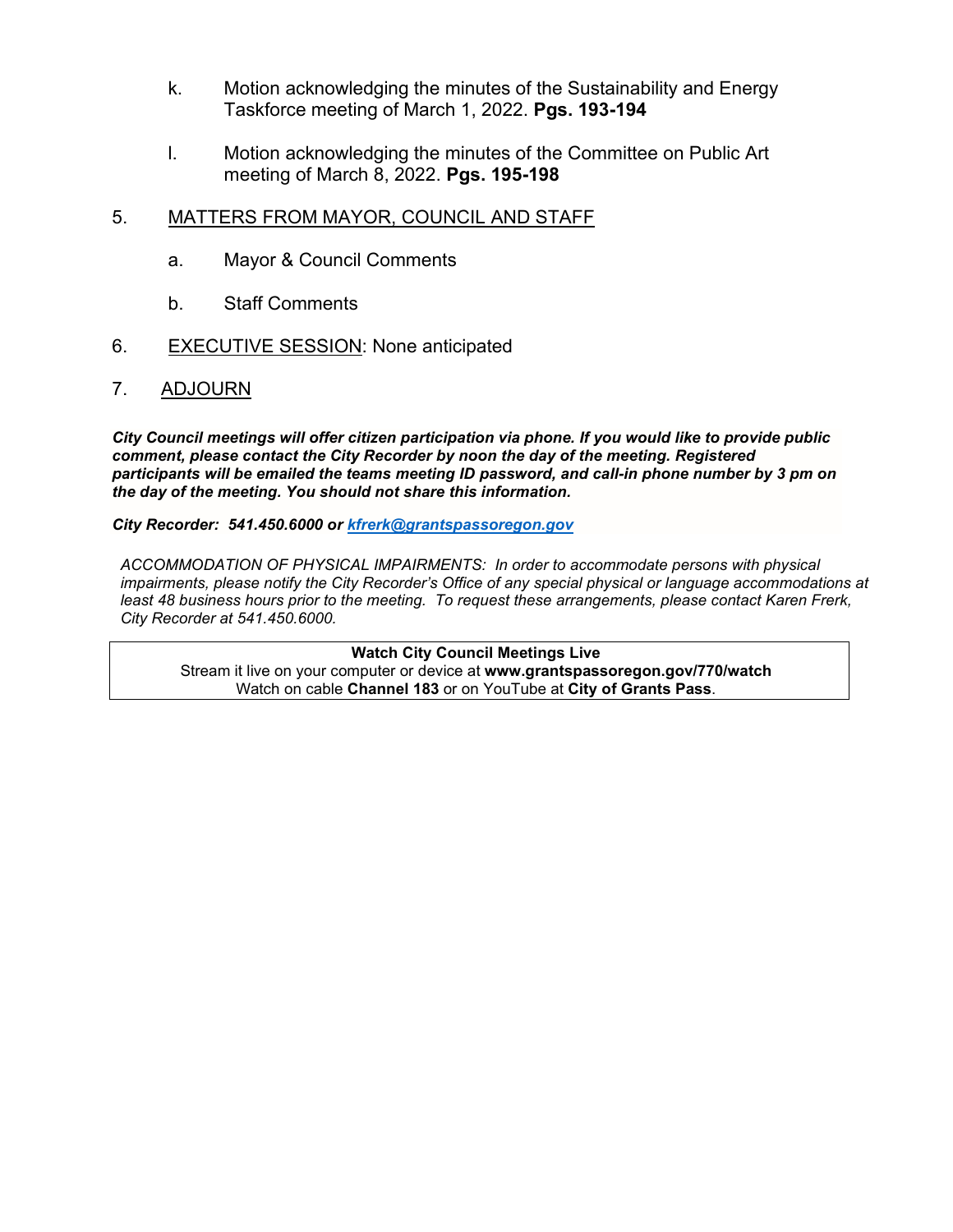k. Motion acknowledging the minutes of the Sustainability and Energy Taskforce meeting of March 1, 2022. **Pgs. 193-194**

l. Motion acknowledging the minutes of the Committee on Public Art meeting of March 8, 2022. **Pgs. 195-198**

5. MATTERS FROM MAYOR, COUNCIL AND STAFF

   a. Mayor & Council Comments

   b. Staff Comments

6. EXECUTIVE SESSION: None anticipated

7. ADJOURN

***City Council meetings will offer citizen participation via phone. If you would like to provide public comment, please contact the City Recorder by noon the day of the meeting. Registered participants will be emailed the teams meeting ID password, and call-in phone number by 3 pm on the day of the meeting. You should not share this information.***

***City Recorder: 541.450.6000 or [kfrerk@grantspassoregon.gov](mailto:kfrerk@grantspassoregon.gov)***

*ACCOMMODATION OF PHYSICAL IMPAIRMENTS: In order to accommodate persons with physical impairments, please notify the City Recorder's Office of any special physical or language accommodations at least 48 business hours prior to the meeting. To request these arrangements, please contact Karen Frerk, City Recorder at 541.450.6000.*

**Watch City Council Meetings Live**
Stream it live on your computer or device at **www.grantspassoregon.gov/770/watch**
Watch on cable **Channel 183** or on YouTube at **City of Grants Pass**.